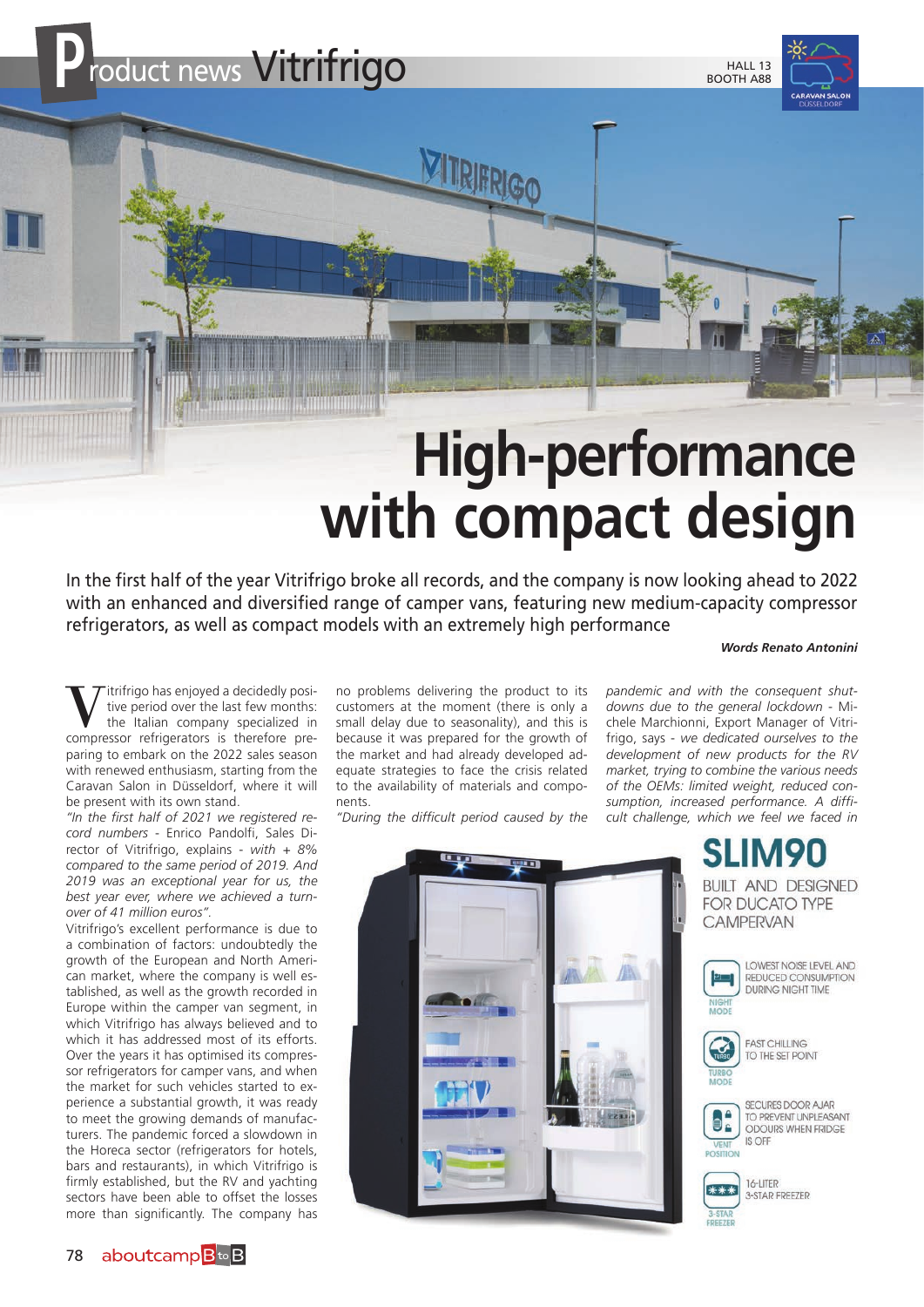# Product news Vitrifrigo

HALL 13
BOOTH A88

# High-performance with compact design

In the first half of the year Vitrifrigo broke all records, and the company is now looking ahead to 2022 with an enhanced and diversified range of camper vans, featuring new medium-capacity compressor refrigerators, as well as compact models with an extremely high performance

***Words Renato Antonini***

Vitrifrigo has enjoyed a decidedly positive period over the last few months: the Italian company specialized in compressor refrigerators is therefore preparing to embark on the 2022 sales season with renewed enthusiasm, starting from the Caravan Salon in Düsseldorf, where it will be present with its own stand.

*"In the first half of 2021 we registered record numbers* - Enrico Pandolfi, Sales Director of Vitrifrigo, explains - *with + 8% compared to the same period of 2019. And 2019 was an exceptional year for us, the best year ever, where we achieved a turnover of 41 million euros".*

Vitrifrigo's excellent performance is due to a combination of factors: undoubtedly the growth of the European and North American market, where the company is well established, as well as the growth recorded in Europe within the camper van segment, in which Vitrifrigo has always believed and to which it has addressed most of its efforts. Over the years it has optimised its compressor refrigerators for camper vans, and when the market for such vehicles started to experience a substantial growth, it was ready to meet the growing demands of manufacturers. The pandemic forced a slowdown in the Horeca sector (refrigerators for hotels, bars and restaurants), in which Vitrifrigo is firmly established, but the RV and yachting sectors have been able to offset the losses more than significantly. The company has no problems delivering the product to its customers at the moment (there is only a small delay due to seasonality), and this is because it was prepared for the growth of the market and had already developed adequate strategies to face the crisis related to the availability of materials and components.

*"During the difficult period caused by the pandemic and with the consequent shutdowns due to the general lockdown* - Michele Marchionni, Export Manager of Vitrifrigo, says - *we dedicated ourselves to the development of new products for the RV market, trying to combine the various needs of the OEMs: limited weight, reduced consumption, increased performance. A difficult challenge, which we feel we faced in*

## SLIM90

BUILT AND DESIGNED FOR DUCATO TYPE CAMPERVAN

- NIGHT MODE: LOWEST NOISE LEVEL AND REDUCED CONSUMPTION DURING NIGHT TIME
- TURBO MODE: FAST CHILLING TO THE SET POINT
- VENT POSITION: SECURES DOOR AJAR TO PREVENT UNPLEASANT ODOURS WHEN FRIDGE IS OFF
- 3-STAR FREEZER: 16-LITER 3-STAR FREEZER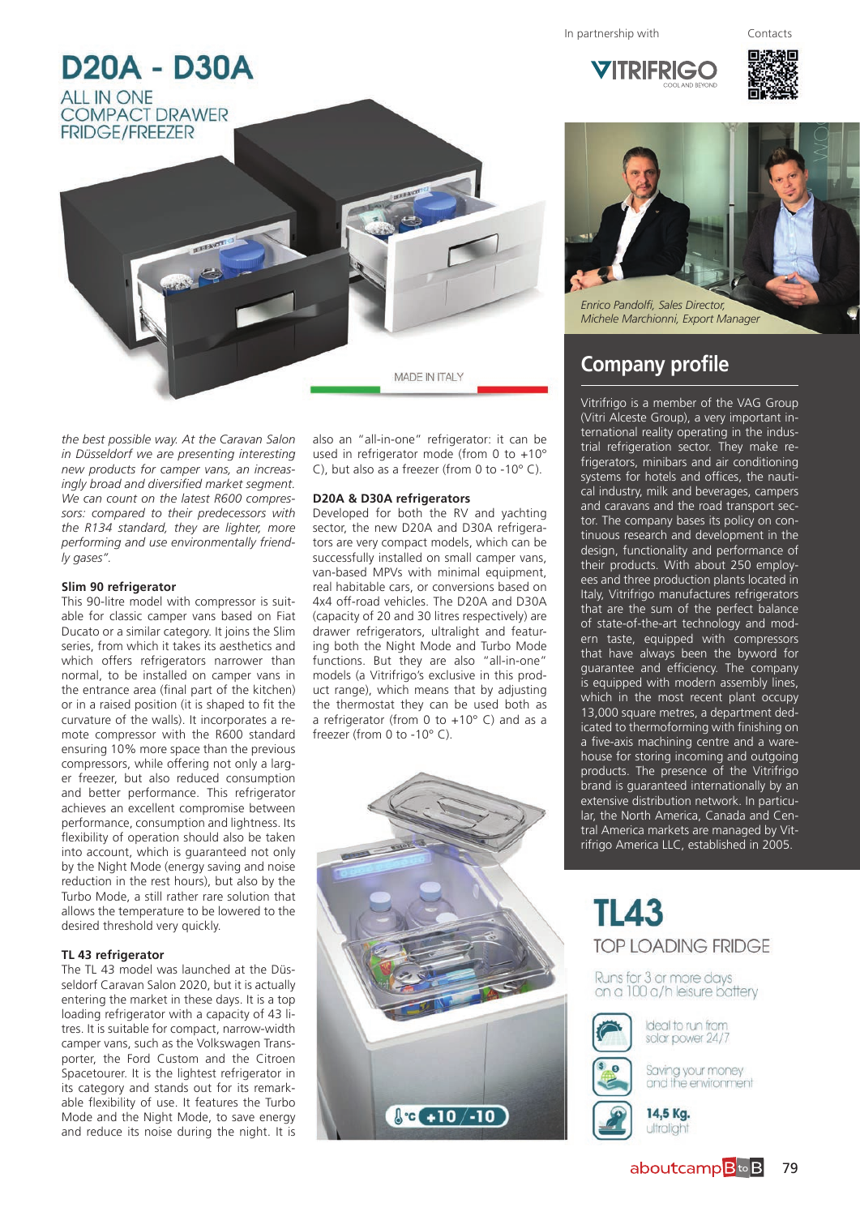# D20A - D30A

ALL IN ONE COMPACT DRAWER FRIDGE/FREEZER

MADE IN ITALY

In partnership with

Contacts

*Enrico Pandolfi, Sales Director,*
*Michele Marchionni, Export Manager*

*the best possible way. At the Caravan Salon in Düsseldorf we are presenting interesting new products for camper vans, an increasingly broad and diversified market segment. We can count on the latest R600 compressors: compared to their predecessors with the R134 standard, they are lighter, more performing and use environmentally friendly gases".*

### Slim 90 refrigerator

This 90-litre model with compressor is suitable for classic camper vans based on Fiat Ducato or a similar category. It joins the Slim series, from which it takes its aesthetics and which offers refrigerators narrower than normal, to be installed on camper vans in the entrance area (final part of the kitchen) or in a raised position (it is shaped to fit the curvature of the walls). It incorporates a remote compressor with the R600 standard ensuring 10% more space than the previous compressors, while offering not only a larger freezer, but also reduced consumption and better performance. This refrigerator achieves an excellent compromise between performance, consumption and lightness. Its flexibility of operation should also be taken into account, which is guaranteed not only by the Night Mode (energy saving and noise reduction in the rest hours), but also by the Turbo Mode, a still rather rare solution that allows the temperature to be lowered to the desired threshold very quickly.

### TL 43 refrigerator

The TL 43 model was launched at the Düsseldorf Caravan Salon 2020, but it is actually entering the market in these days. It is a top loading refrigerator with a capacity of 43 litres. It is suitable for compact, narrow-width camper vans, such as the Volkswagen Transporter, the Ford Custom and the Citroen Spacetourer. It is the lightest refrigerator in its category and stands out for its remarkable flexibility of use. It features the Turbo Mode and the Night Mode, to save energy and reduce its noise during the night. It is also an "all-in-one" refrigerator: it can be used in refrigerator mode (from 0 to +10° C), but also as a freezer (from 0 to -10° C).

### D20A & D30A refrigerators

Developed for both the RV and yachting sector, the new D20A and D30A refrigerators are very compact models, which can be successfully installed on small camper vans, van-based MPVs with minimal equipment, real habitable cars, or conversions based on 4x4 off-road vehicles. The D20A and D30A (capacity of 20 and 30 litres respectively) are drawer refrigerators, ultralight and featuring both the Night Mode and Turbo Mode functions. But they are also "all-in-one" models (a Vitrifrigo's exclusive in this product range), which means that by adjusting the thermostat they can be used both as a refrigerator (from 0 to +10° C) and as a freezer (from 0 to -10° C).

°C +10 / -10

## Company profile

Vitrifrigo is a member of the VAG Group (Vitri Alceste Group), a very important international reality operating in the industrial refrigeration sector. They make refrigerators, minibars and air conditioning systems for hotels and offices, the nautical industry, milk and beverages, campers and caravans and the road transport sector. The company bases its policy on continuous research and development in the design, functionality and performance of their products. With about 250 employees and three production plants located in Italy, Vitrifrigo manufactures refrigerators that are the sum of the perfect balance of state-of-the-art technology and modern taste, equipped with compressors that have always been the byword for guarantee and efficiency. The company is equipped with modern assembly lines, which in the most recent plant occupy 13,000 square metres, a department dedicated to thermoforming with finishing on a five-axis machining centre and a warehouse for storing incoming and outgoing products. The presence of the Vitrifrigo brand is guaranteed internationally by an extensive distribution network. In particular, the North America, Canada and Central America markets are managed by Vitrifrigo America LLC, established in 2005.

# TL43

TOP LOADING FRIDGE

Runs for 3 or more days on a 100 a/h leisure battery

Ideal to run from solar power 24/7

Saving your money and the environment

**14,5 Kg.** ultralight